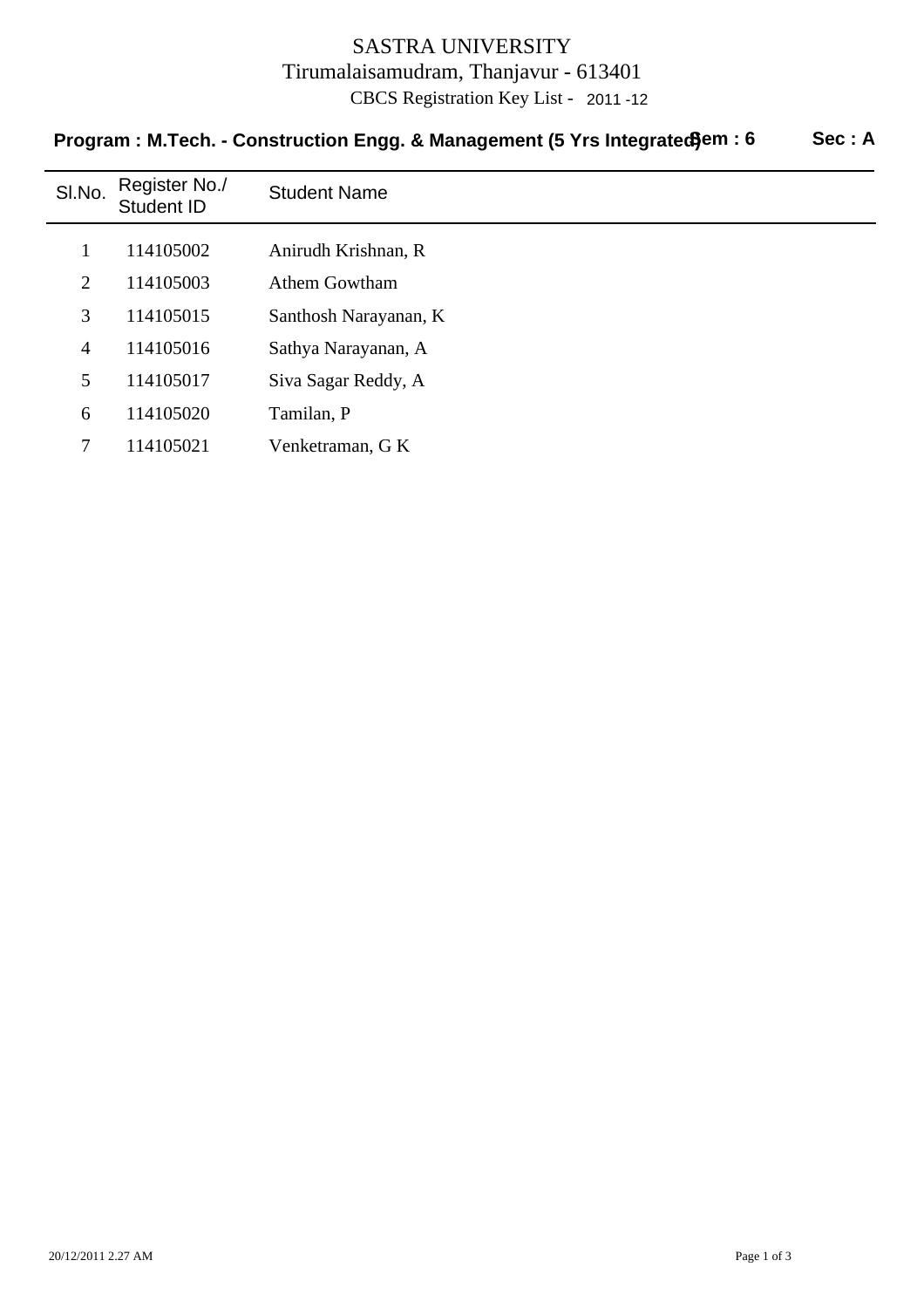# SASTRA UNIVERSITY

Tirumalaisamudram, Thanjavur - 613401

CBCS Registration Key List - 2011 -12

**Program : M.Tech. - Construction Engg. & Management (5 Yrs Integrated) Sem : 6 Sec : A**

| Sl.No. | Register No./ Student ID | Student Name |
|---|---|---|
| 1 | 114105002 | Anirudh Krishnan, R |
| 2 | 114105003 | Athem Gowtham |
| 3 | 114105015 | Santhosh Narayanan, K |
| 4 | 114105016 | Sathya Narayanan, A |
| 5 | 114105017 | Siva Sagar Reddy, A |
| 6 | 114105020 | Tamilan, P |
| 7 | 114105021 | Venketraman, G K |

20/12/2011 2.27 AM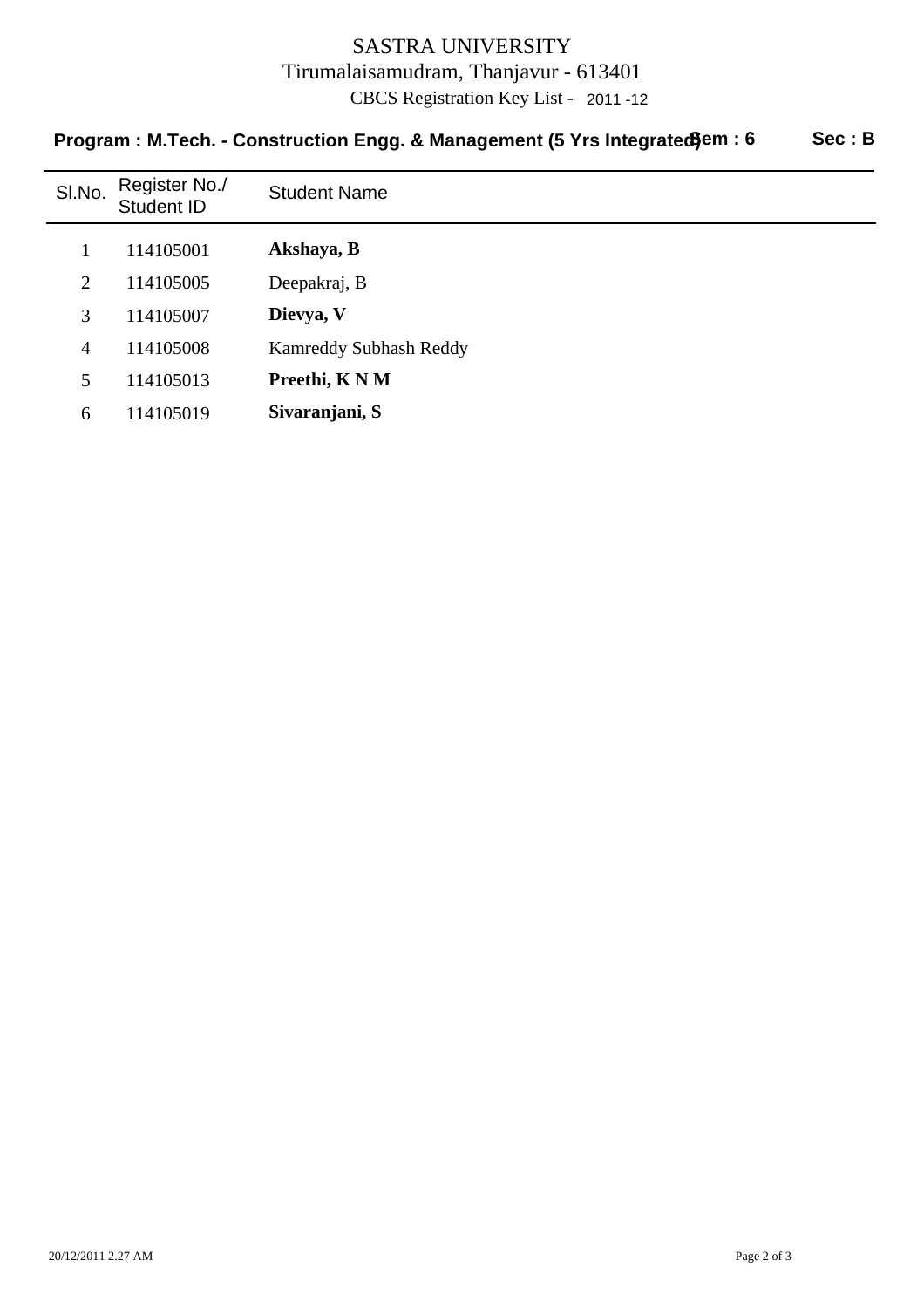SASTRA UNIVERSITY

Tirumalaisamudram, Thanjavur - 613401

CBCS Registration Key List - 2011 -12

**Program : M.Tech. - Construction Engg. & Management (5 Yrs Integrated) Sem : 6 Sec : B**

| Sl.No. | Register No./ Student ID | Student Name |
|---|---|---|
| 1 | 114105001 | **Akshaya, B** |
| 2 | 114105005 | Deepakraj, B |
| 3 | 114105007 | **Dievya, V** |
| 4 | 114105008 | Kamreddy Subhash Reddy |
| 5 | 114105013 | **Preethi, K N M** |
| 6 | 114105019 | **Sivaranjani, S** |

20/12/2011 2.27 AM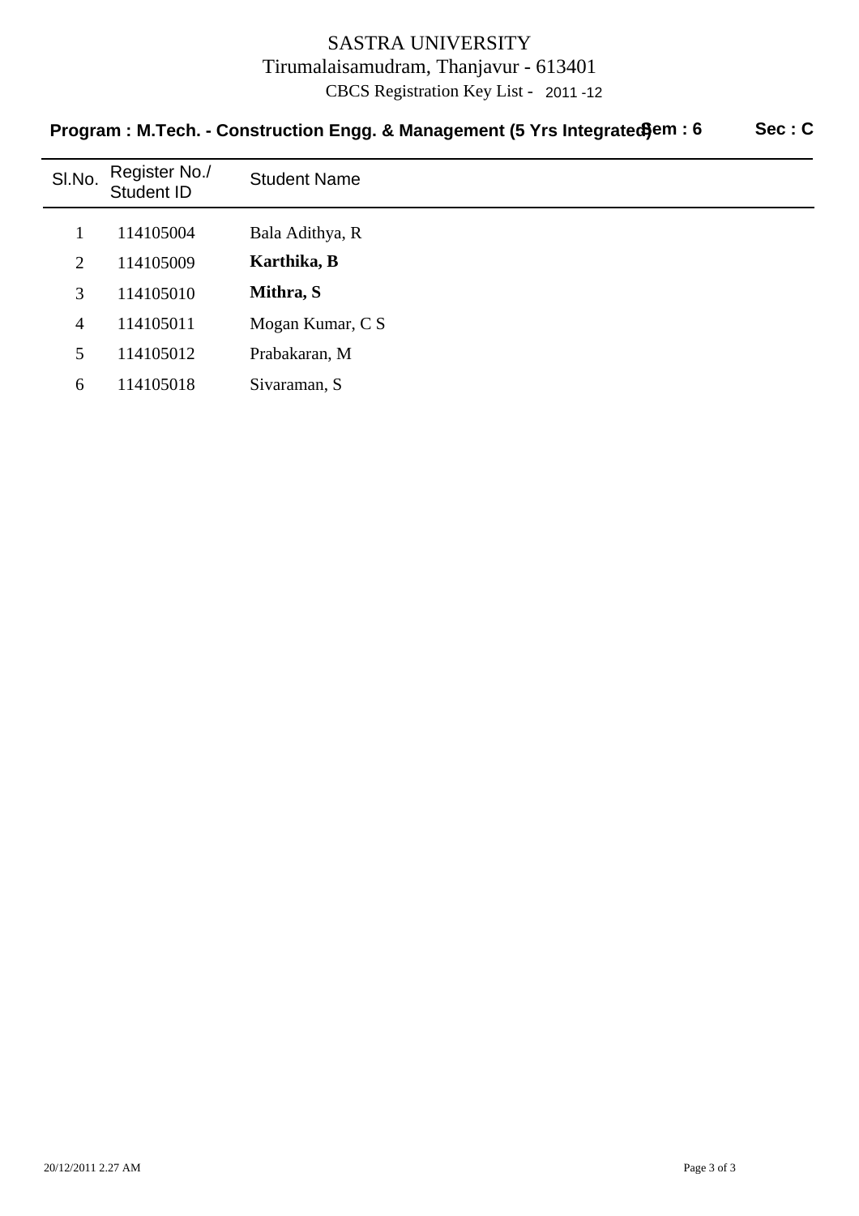# SASTRA UNIVERSITY

Tirumalaisamudram, Thanjavur - 613401

CBCS Registration Key List - 2011 -12

**Program : M.Tech. - Construction Engg. & Management (5 Yrs Integrated) Sem : 6 Sec : C**

| Sl.No. | Register No./ Student ID | Student Name |
|---|---|---|
| 1 | 114105004 | Bala Adithya, R |
| 2 | 114105009 | **Karthika, B** |
| 3 | 114105010 | **Mithra, S** |
| 4 | 114105011 | Mogan Kumar, C S |
| 5 | 114105012 | Prabakaran, M |
| 6 | 114105018 | Sivaraman, S |

20/12/2011 2.27 AM